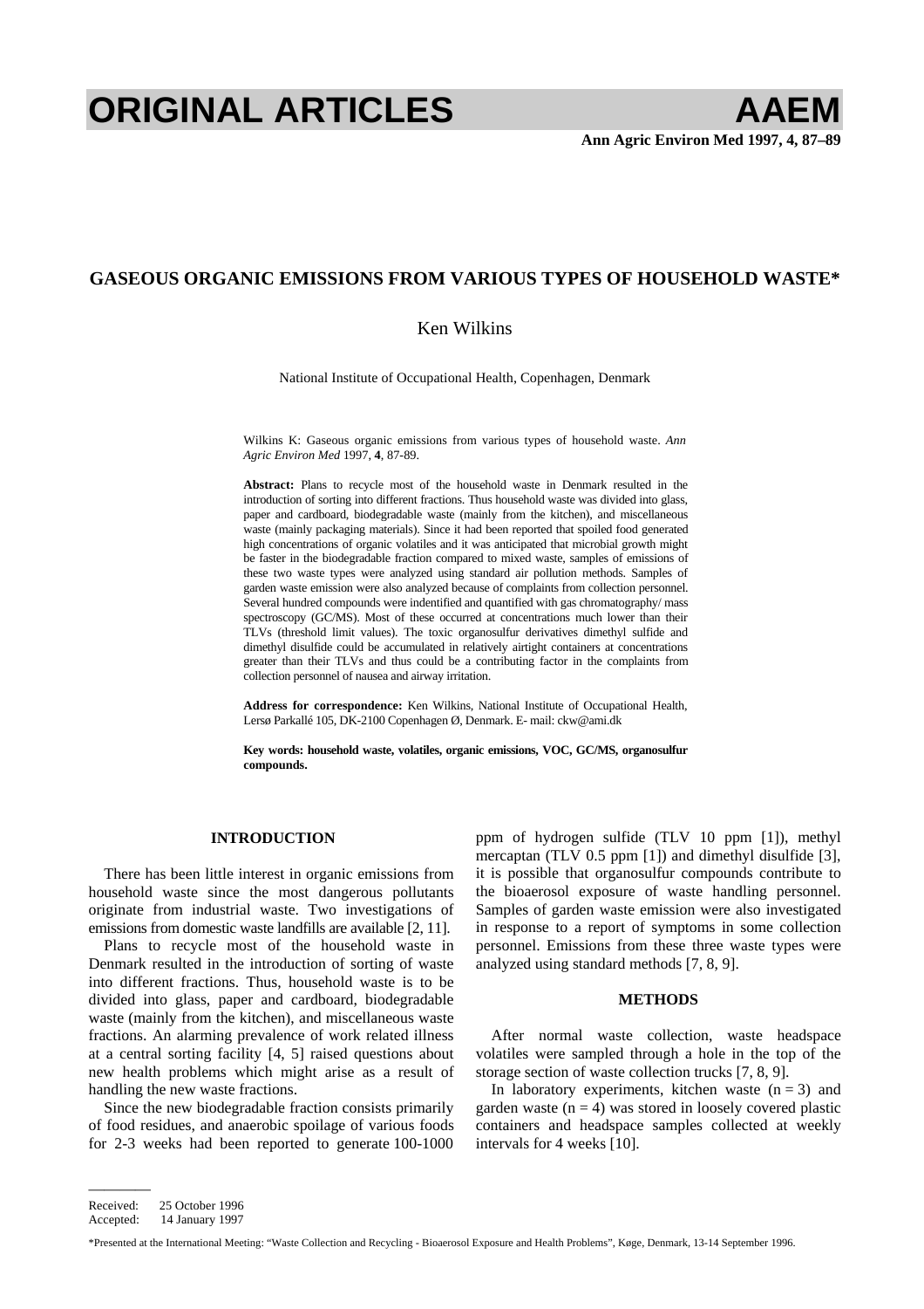# ORIGINAL ARTICLES

## GASEOUS ORGANIC EMISSIONS FROM VARIOUS TYPES OF HOUSEHOLD WASTE*

Ken Wilkins

National Institute of Occupational Health, Copenhagen, Denmark

Wilkins K: Gaseous organic emissions from various types of household waste. *Ann Agric Environ Med* 1997, **4**, 87-89.

**Abstract:** Plans to recycle most of the household waste in Denmark resulted in the introduction of sorting into different fractions. Thus household waste was divided into glass, paper and cardboard, biodegradable waste (mainly from the kitchen), and miscellaneous waste (mainly packaging materials). Since it had been reported that spoiled food generated high concentrations of organic volatiles and it was anticipated that microbial growth might be faster in the biodegradable fraction compared to mixed waste, samples of emissions of these two waste types were analyzed using standard air pollution methods. Samples of garden waste emission were also analyzed because of complaints from collection personnel. Several hundred compounds were indentified and quantified with gas chromatography/ mass spectroscopy (GC/MS). Most of these occurred at concentrations much lower than their TLVs (threshold limit values). The toxic organosulfur derivatives dimethyl sulfide and dimethyl disulfide could be accumulated in relatively airtight containers at concentrations greater than their TLVs and thus could be a contributing factor in the complaints from collection personnel of nausea and airway irritation.

**Address for correspondence:** Ken Wilkins, National Institute of Occupational Health, Lersø Parkallé 105, DK-2100 Copenhagen Ø, Denmark. E- mail: ckw@ami.dk

**Key words: household waste, volatiles, organic emissions, VOC, GC/MS, organosulfur compounds.**

### INTRODUCTION

There has been little interest in organic emissions from household waste since the most dangerous pollutants originate from industrial waste. Two investigations of emissions from domestic waste landfills are available [2, 11].

Plans to recycle most of the household waste in Denmark resulted in the introduction of sorting of waste into different fractions. Thus, household waste is to be divided into glass, paper and cardboard, biodegradable waste (mainly from the kitchen), and miscellaneous waste fractions. An alarming prevalence of work related illness at a central sorting facility [4, 5] raised questions about new health problems which might arise as a result of handling the new waste fractions.

Since the new biodegradable fraction consists primarily of food residues, and anaerobic spoilage of various foods for 2-3 weeks had been reported to generate 100-1000 ppm of hydrogen sulfide (TLV 10 ppm [1]), methyl mercaptan (TLV 0.5 ppm [1]) and dimethyl disulfide [3], it is possible that organosulfur compounds contribute to the bioaerosol exposure of waste handling personnel. Samples of garden waste emission were also investigated in response to a report of symptoms in some collection personnel. Emissions from these three waste types were analyzed using standard methods [7, 8, 9].

### METHODS

After normal waste collection, waste headspace volatiles were sampled through a hole in the top of the storage section of waste collection trucks [7, 8, 9].

In laboratory experiments, kitchen waste ($n = 3$) and garden waste ($n = 4$) was stored in loosely covered plastic containers and headspace samples collected at weekly intervals for 4 weeks [10].

Received: 25 October 1996
Accepted: 14 January 1997

*Presented at the International Meeting: "Waste Collection and Recycling - Bioaerosol Exposure and Health Problems", Køge, Denmark, 13-14 September 1996.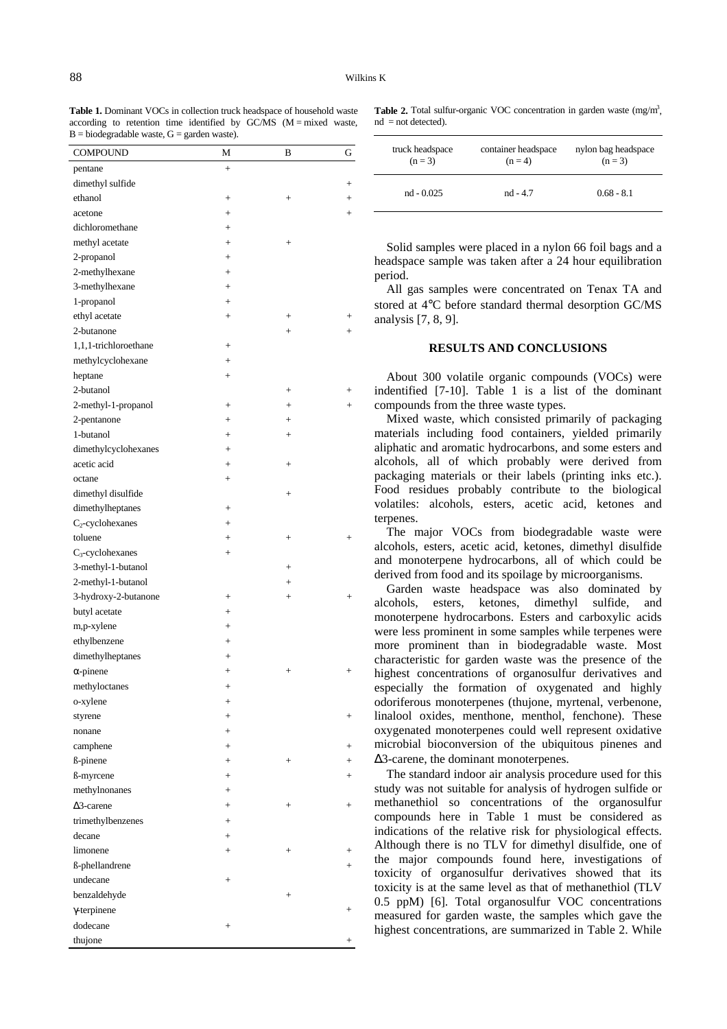**Table 1.** Dominant VOCs in collection truck headspace of household waste according to retention time identified by GC/MS (M = mixed waste, B = biodegradable waste, G = garden waste).

| COMPOUND | M | B | G |
|---|---|---|---|
| pentane | + | | |
| dimethyl sulfide | | | + |
| ethanol | + | + | + |
| acetone | + | | + |
| dichloromethane | + | | |
| methyl acetate | + | + | |
| 2-propanol | + | | |
| 2-methylhexane | + | | |
| 3-methylhexane | + | | |
| 1-propanol | + | | |
| ethyl acetate | + | + | + |
| 2-butanone | | + | + |
| 1,1,1-trichloroethane | + | | |
| methylcyclohexane | + | | |
| heptane | + | | |
| 2-butanol | | + | + |
| 2-methyl-1-propanol | + | + | + |
| 2-pentanone | + | + | |
| 1-butanol | + | + | |
| dimethylcyclohexanes | + | | |
| acetic acid | + | + | |
| octane | + | | |
| dimethyl disulfide | | + | |
| dimethylheptanes | + | | |
| $C_2$-cyclohexanes | + | | |
| toluene | + | + | + |
| $C_3$-cyclohexanes | + | | |
| 3-methyl-1-butanol | | + | |
| 2-methyl-1-butanol | | + | |
| 3-hydroxy-2-butanone | + | + | + |
| butyl acetate | + | | |
| m,p-xylene | + | | |
| ethylbenzene | + | | |
| dimethylheptanes | + | | |
| α-pinene | + | + | + |
| methyloctanes | + | | |
| o-xylene | + | | |
| styrene | + | | + |
| nonane | + | | |
| camphene | + | | + |
| ß-pinene | + | + | + |
| ß-myrcene | + | | + |
| methylnonanes | + | | |
| Δ3-carene | + | + | + |
| trimethylbenzenes | + | | |
| decane | + | | |
| limonene | + | + | + |
| ß-phellandrene | | | + |
| undecane | + | | |
| benzaldehyde | | + | |
| γ-terpinene | | | + |
| dodecane | + | | |
| thujone | | | + |

**Table 2.** Total sulfur-organic VOC concentration in garden waste (mg/m$^3$, nd = not detected).

| truck headspace (n = 3) | container headspace (n = 4) | nylon bag headspace (n = 3) |
|---|---|---|
| nd - 0.025 | nd - 4.7 | 0.68 - 8.1 |

Solid samples were placed in a nylon 66 foil bags and a headspace sample was taken after a 24 hour equilibration period.

All gas samples were concentrated on Tenax TA and stored at 4°C before standard thermal desorption GC/MS analysis [7, 8, 9].

## RESULTS AND CONCLUSIONS

About 300 volatile organic compounds (VOCs) were indentified [7-10]. Table 1 is a list of the dominant compounds from the three waste types.

Mixed waste, which consisted primarily of packaging materials including food containers, yielded primarily aliphatic and aromatic hydrocarbons, and some esters and alcohols, all of which probably were derived from packaging materials or their labels (printing inks etc.). Food residues probably contribute to the biological volatiles: alcohols, esters, acetic acid, ketones and terpenes.

The major VOCs from biodegradable waste were alcohols, esters, acetic acid, ketones, dimethyl disulfide and monoterpene hydrocarbons, all of which could be derived from food and its spoilage by microorganisms.

Garden waste headspace was also dominated by alcohols, esters, ketones, dimethyl sulfide, and monoterpene hydrocarbons. Esters and carboxylic acids were less prominent in some samples while terpenes were more prominent than in biodegradable waste. Most characteristic for garden waste was the presence of the highest concentrations of organosulfur derivatives and especially the formation of oxygenated and highly odoriferous monoterpenes (thujone, myrtenal, verbenone, linalool oxides, menthone, menthol, fenchone). These oxygenated monoterpenes could well represent oxidative microbial bioconversion of the ubiquitous pinenes and Δ3-carene, the dominant monoterpenes.

The standard indoor air analysis procedure used for this study was not suitable for analysis of hydrogen sulfide or methanethiol so concentrations of the organosulfur compounds here in Table 1 must be considered as indications of the relative risk for physiological effects. Although there is no TLV for dimethyl disulfide, one of the major compounds found here, investigations of toxicity of organosulfur derivatives showed that its toxicity is at the same level as that of methanethiol (TLV 0.5 ppM) [6]. Total organosulfur VOC concentrations measured for garden waste, the samples which gave the highest concentrations, are summarized in Table 2. While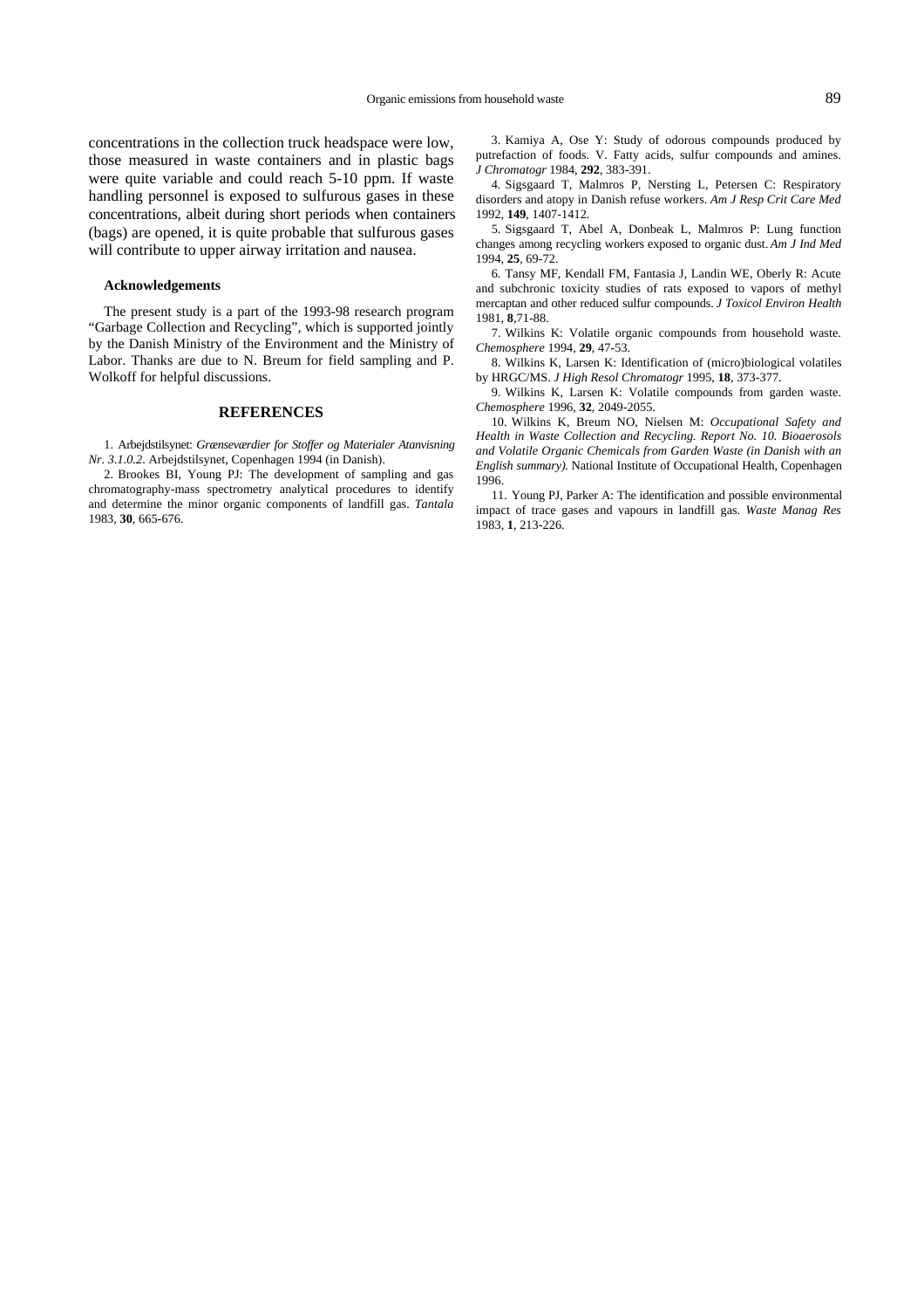concentrations in the collection truck headspace were low, those measured in waste containers and in plastic bags were quite variable and could reach 5-10 ppm. If waste handling personnel is exposed to sulfurous gases in these concentrations, albeit during short periods when containers (bags) are opened, it is quite probable that sulfurous gases will contribute to upper airway irritation and nausea.

#### Acknowledgements

The present study is a part of the 1993-98 research program "Garbage Collection and Recycling", which is supported jointly by the Danish Ministry of the Environment and the Ministry of Labor. Thanks are due to N. Breum for field sampling and P. Wolkoff for helpful discussions.

## REFERENCES

1. Arbejdstilsynet: *Grænseværdier for Stoffer og Materialer Atanvisning Nr. 3.1.0.2*. Arbejdstilsynet, Copenhagen 1994 (in Danish).

2. Brookes BI, Young PJ: The development of sampling and gas chromatography-mass spectrometry analytical procedures to identify and determine the minor organic components of landfill gas. *Tantala* 1983, **30**, 665-676.

3. Kamiya A, Ose Y: Study of odorous compounds produced by putrefaction of foods. V. Fatty acids, sulfur compounds and amines. *J Chromatogr* 1984, **292**, 383-391.

4. Sigsgaard T, Malmros P, Nersting L, Petersen C: Respiratory disorders and atopy in Danish refuse workers. *Am J Resp Crit Care Med* 1992, **149**, 1407-1412.

5. Sigsgaard T, Abel A, Donbeak L, Malmros P: Lung function changes among recycling workers exposed to organic dust. *Am J Ind Med* 1994, **25**, 69-72.

6. Tansy MF, Kendall FM, Fantasia J, Landin WE, Oberly R: Acute and subchronic toxicity studies of rats exposed to vapors of methyl mercaptan and other reduced sulfur compounds. *J Toxicol Environ Health* 1981, **8**,71-88.

7. Wilkins K: Volatile organic compounds from household waste. *Chemosphere* 1994, **29**, 47-53.

8. Wilkins K, Larsen K: Identification of (micro)biological volatiles by HRGC/MS. *J High Resol Chromatogr* 1995, **18**, 373-377.

9. Wilkins K, Larsen K: Volatile compounds from garden waste. *Chemosphere* 1996, **32**, 2049-2055.

10. Wilkins K, Breum NO, Nielsen M: *Occupational Safety and Health in Waste Collection and Recycling. Report No. 10. Bioaerosols and Volatile Organic Chemicals from Garden Waste (in Danish with an English summary).* National Institute of Occupational Health, Copenhagen 1996.

11. Young PJ, Parker A: The identification and possible environmental impact of trace gases and vapours in landfill gas. *Waste Manag Res* 1983, **1**, 213-226.